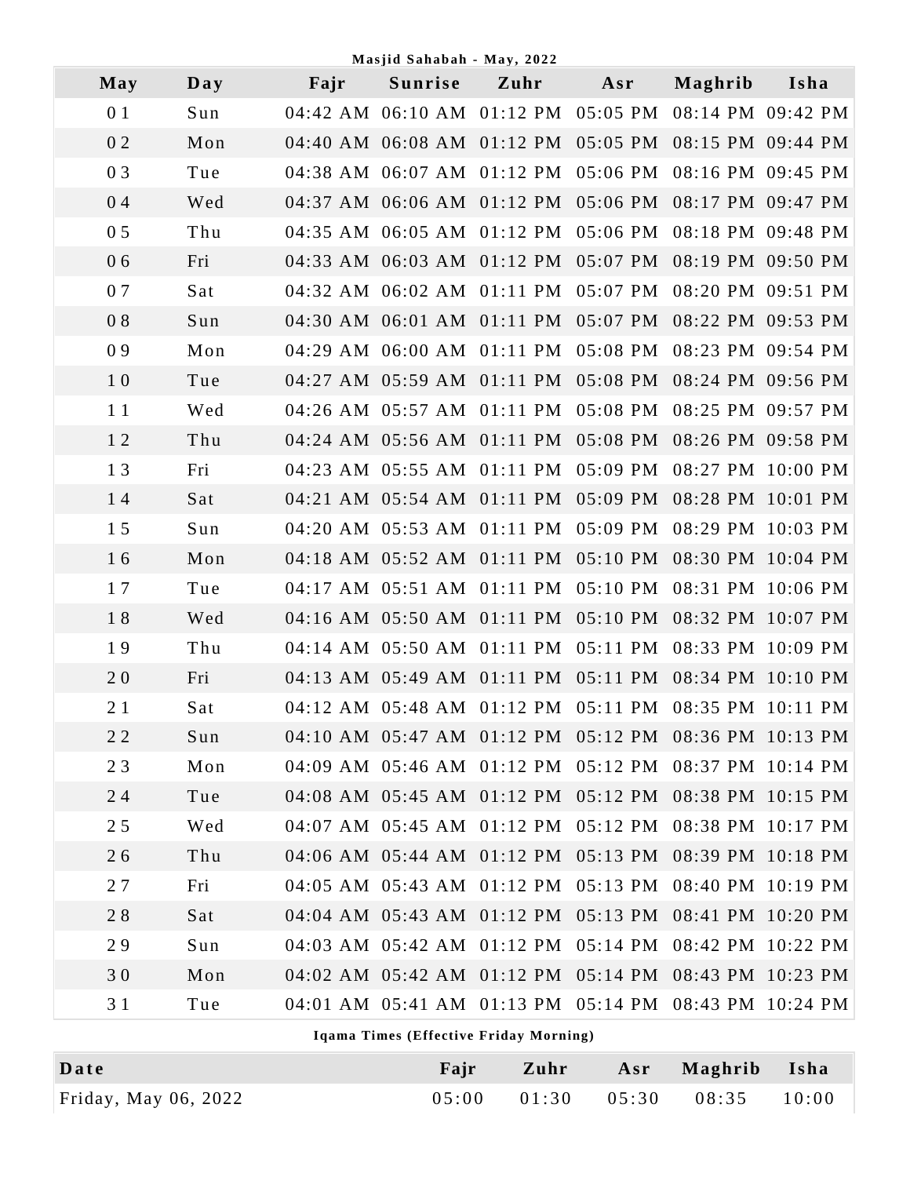Masjid Sahabah - May, 2022

| May | Day | Fajr | Sunrise | Zuhr | Asr | Maghrib | Isha |
|---|---|---|---|---|---|---|---|
| 01 | Sun | 04:42 AM | 06:10 AM | 01:12 PM | 05:05 PM | 08:14 PM | 09:42 PM |
| 02 | Mon | 04:40 AM | 06:08 AM | 01:12 PM | 05:05 PM | 08:15 PM | 09:44 PM |
| 03 | Tue | 04:38 AM | 06:07 AM | 01:12 PM | 05:06 PM | 08:16 PM | 09:45 PM |
| 04 | Wed | 04:37 AM | 06:06 AM | 01:12 PM | 05:06 PM | 08:17 PM | 09:47 PM |
| 05 | Thu | 04:35 AM | 06:05 AM | 01:12 PM | 05:06 PM | 08:18 PM | 09:48 PM |
| 06 | Fri | 04:33 AM | 06:03 AM | 01:12 PM | 05:07 PM | 08:19 PM | 09:50 PM |
| 07 | Sat | 04:32 AM | 06:02 AM | 01:11 PM | 05:07 PM | 08:20 PM | 09:51 PM |
| 08 | Sun | 04:30 AM | 06:01 AM | 01:11 PM | 05:07 PM | 08:22 PM | 09:53 PM |
| 09 | Mon | 04:29 AM | 06:00 AM | 01:11 PM | 05:08 PM | 08:23 PM | 09:54 PM |
| 10 | Tue | 04:27 AM | 05:59 AM | 01:11 PM | 05:08 PM | 08:24 PM | 09:56 PM |
| 11 | Wed | 04:26 AM | 05:57 AM | 01:11 PM | 05:08 PM | 08:25 PM | 09:57 PM |
| 12 | Thu | 04:24 AM | 05:56 AM | 01:11 PM | 05:08 PM | 08:26 PM | 09:58 PM |
| 13 | Fri | 04:23 AM | 05:55 AM | 01:11 PM | 05:09 PM | 08:27 PM | 10:00 PM |
| 14 | Sat | 04:21 AM | 05:54 AM | 01:11 PM | 05:09 PM | 08:28 PM | 10:01 PM |
| 15 | Sun | 04:20 AM | 05:53 AM | 01:11 PM | 05:09 PM | 08:29 PM | 10:03 PM |
| 16 | Mon | 04:18 AM | 05:52 AM | 01:11 PM | 05:10 PM | 08:30 PM | 10:04 PM |
| 17 | Tue | 04:17 AM | 05:51 AM | 01:11 PM | 05:10 PM | 08:31 PM | 10:06 PM |
| 18 | Wed | 04:16 AM | 05:50 AM | 01:11 PM | 05:10 PM | 08:32 PM | 10:07 PM |
| 19 | Thu | 04:14 AM | 05:50 AM | 01:11 PM | 05:11 PM | 08:33 PM | 10:09 PM |
| 20 | Fri | 04:13 AM | 05:49 AM | 01:11 PM | 05:11 PM | 08:34 PM | 10:10 PM |
| 21 | Sat | 04:12 AM | 05:48 AM | 01:12 PM | 05:11 PM | 08:35 PM | 10:11 PM |
| 22 | Sun | 04:10 AM | 05:47 AM | 01:12 PM | 05:12 PM | 08:36 PM | 10:13 PM |
| 23 | Mon | 04:09 AM | 05:46 AM | 01:12 PM | 05:12 PM | 08:37 PM | 10:14 PM |
| 24 | Tue | 04:08 AM | 05:45 AM | 01:12 PM | 05:12 PM | 08:38 PM | 10:15 PM |
| 25 | Wed | 04:07 AM | 05:45 AM | 01:12 PM | 05:12 PM | 08:38 PM | 10:17 PM |
| 26 | Thu | 04:06 AM | 05:44 AM | 01:12 PM | 05:13 PM | 08:39 PM | 10:18 PM |
| 27 | Fri | 04:05 AM | 05:43 AM | 01:12 PM | 05:13 PM | 08:40 PM | 10:19 PM |
| 28 | Sat | 04:04 AM | 05:43 AM | 01:12 PM | 05:13 PM | 08:41 PM | 10:20 PM |
| 29 | Sun | 04:03 AM | 05:42 AM | 01:12 PM | 05:14 PM | 08:42 PM | 10:22 PM |
| 30 | Mon | 04:02 AM | 05:42 AM | 01:12 PM | 05:14 PM | 08:43 PM | 10:23 PM |
| 31 | Tue | 04:01 AM | 05:41 AM | 01:13 PM | 05:14 PM | 08:43 PM | 10:24 PM |

Iqama Times (Effective Friday Morning)

| Date | Fajr | Zuhr | Asr | Maghrib | Isha |
|---|---|---|---|---|---|
| Friday, May 06, 2022 | 05:00 | 01:30 | 05:30 | 08:35 | 10:00 |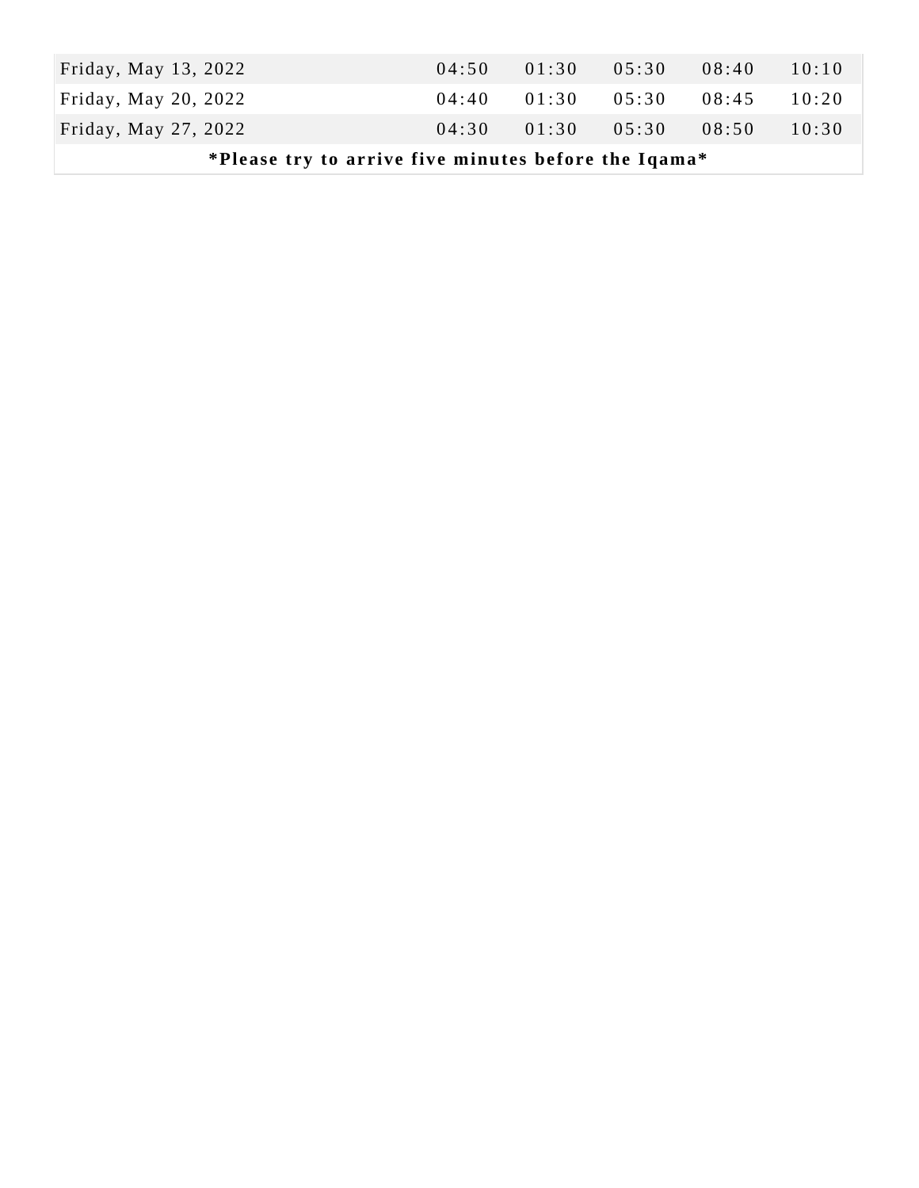| | | | | | |
|---|---|---|---|---|---|
| Friday, May 13, 2022 | 04:50 | 01:30 | 05:30 | 08:40 | 10:10 |
| Friday, May 20, 2022 | 04:40 | 01:30 | 05:30 | 08:45 | 10:20 |
| Friday, May 27, 2022 | 04:30 | 01:30 | 05:30 | 08:50 | 10:30 |

**\*Please try to arrive five minutes before the Iqama\***